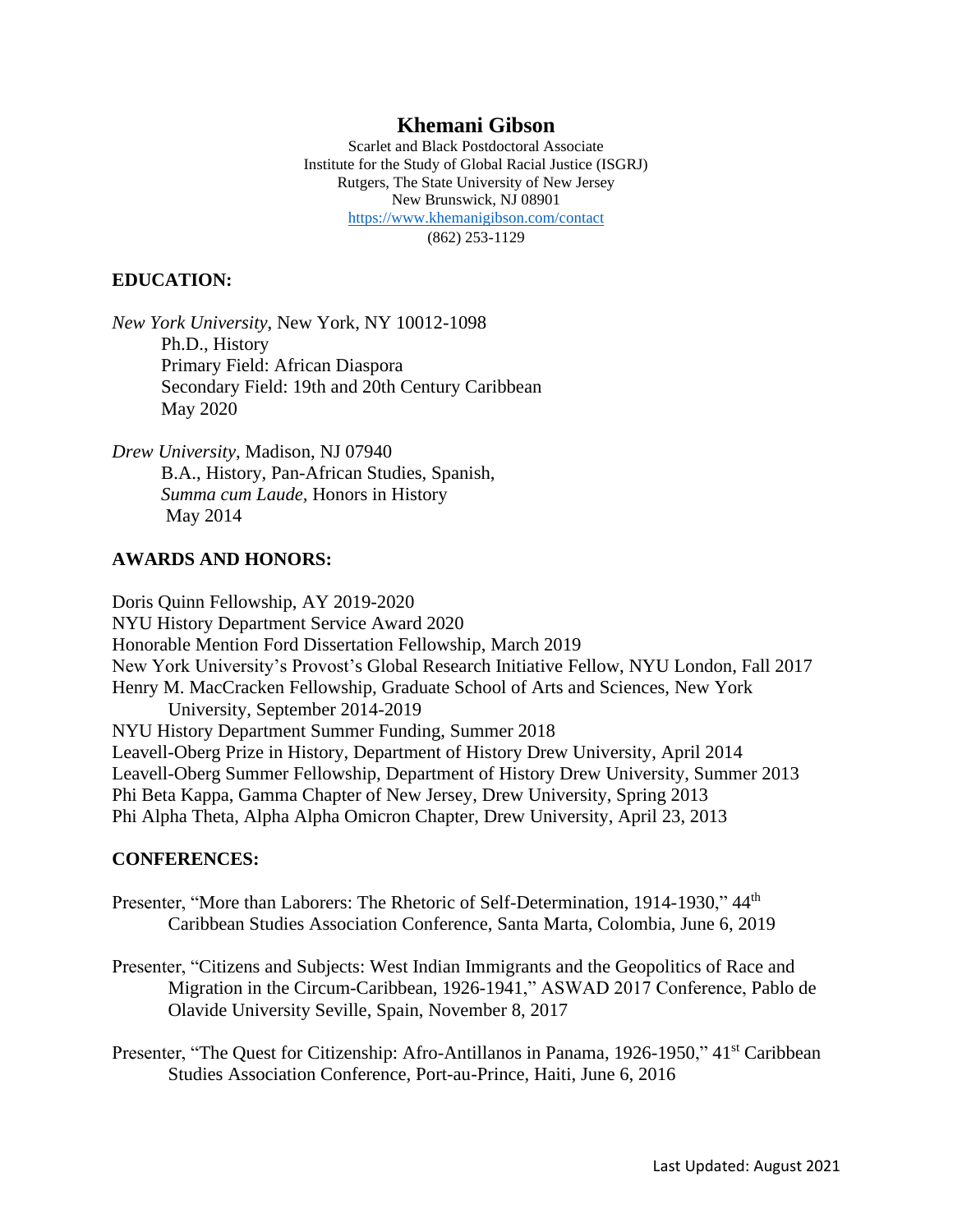# Khemani Gibson

Scarlet and Black Postdoctoral Associate
Institute for the Study of Global Racial Justice (ISGRJ)
Rutgers, The State University of New Jersey
New Brunswick, NJ 08901
https://www.khemanigibson.com/contact
(862) 253-1129

## EDUCATION:

*New York University*, New York, NY 10012-1098
Ph.D., History
Primary Field: African Diaspora
Secondary Field: 19th and 20th Century Caribbean
May 2020

*Drew University*, Madison, NJ 07940
B.A., History, Pan-African Studies, Spanish,
*Summa cum Laude*, Honors in History
May 2014

## AWARDS AND HONORS:

Doris Quinn Fellowship, AY 2019-2020
NYU History Department Service Award 2020
Honorable Mention Ford Dissertation Fellowship, March 2019
New York University's Provost's Global Research Initiative Fellow, NYU London, Fall 2017
Henry M. MacCracken Fellowship, Graduate School of Arts and Sciences, New York University, September 2014-2019
NYU History Department Summer Funding, Summer 2018
Leavell-Oberg Prize in History, Department of History Drew University, April 2014
Leavell-Oberg Summer Fellowship, Department of History Drew University, Summer 2013
Phi Beta Kappa, Gamma Chapter of New Jersey, Drew University, Spring 2013
Phi Alpha Theta, Alpha Alpha Omicron Chapter, Drew University, April 23, 2013

## CONFERENCES:

Presenter, "More than Laborers: The Rhetoric of Self-Determination, 1914-1930," 44th Caribbean Studies Association Conference, Santa Marta, Colombia, June 6, 2019

Presenter, "Citizens and Subjects: West Indian Immigrants and the Geopolitics of Race and Migration in the Circum-Caribbean, 1926-1941," ASWAD 2017 Conference, Pablo de Olavide University Seville, Spain, November 8, 2017

Presenter, "The Quest for Citizenship: Afro-Antillanos in Panama, 1926-1950," 41st Caribbean Studies Association Conference, Port-au-Prince, Haiti, June 6, 2016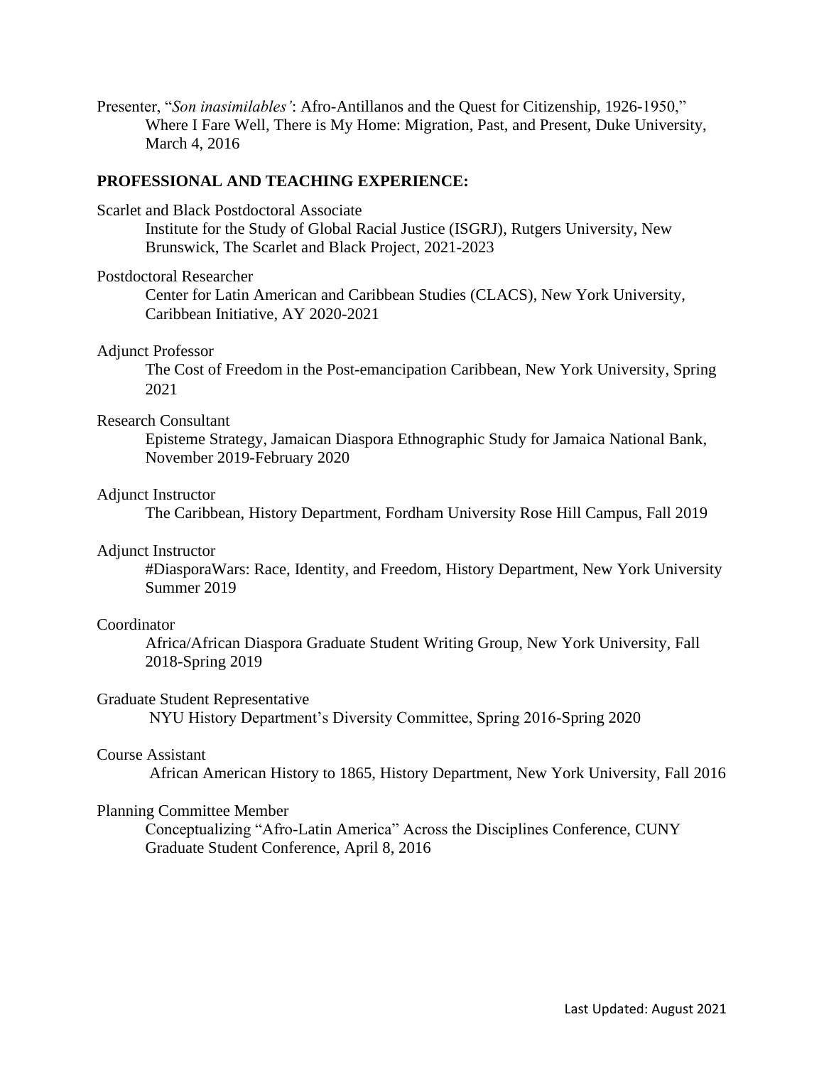Presenter, "*Son inasimilables'*: Afro-Antillanos and the Quest for Citizenship, 1926-1950,"
Where I Fare Well, There is My Home: Migration, Past, and Present, Duke University, March 4, 2016

**PROFESSIONAL AND TEACHING EXPERIENCE:**

Scarlet and Black Postdoctoral Associate
Institute for the Study of Global Racial Justice (ISGRJ), Rutgers University, New Brunswick, The Scarlet and Black Project, 2021-2023

Postdoctoral Researcher
Center for Latin American and Caribbean Studies (CLACS), New York University, Caribbean Initiative, AY 2020-2021

Adjunct Professor
The Cost of Freedom in the Post-emancipation Caribbean, New York University, Spring 2021

Research Consultant
Episteme Strategy, Jamaican Diaspora Ethnographic Study for Jamaica National Bank, November 2019-February 2020

Adjunct Instructor
The Caribbean, History Department, Fordham University Rose Hill Campus, Fall 2019

Adjunct Instructor
#DiasporaWars: Race, Identity, and Freedom, History Department, New York University Summer 2019

Coordinator
Africa/African Diaspora Graduate Student Writing Group, New York University, Fall 2018-Spring 2019

Graduate Student Representative
NYU History Department's Diversity Committee, Spring 2016-Spring 2020

Course Assistant
African American History to 1865, History Department, New York University, Fall 2016

Planning Committee Member
Conceptualizing "Afro-Latin America" Across the Disciplines Conference, CUNY Graduate Student Conference, April 8, 2016

Last Updated: August 2021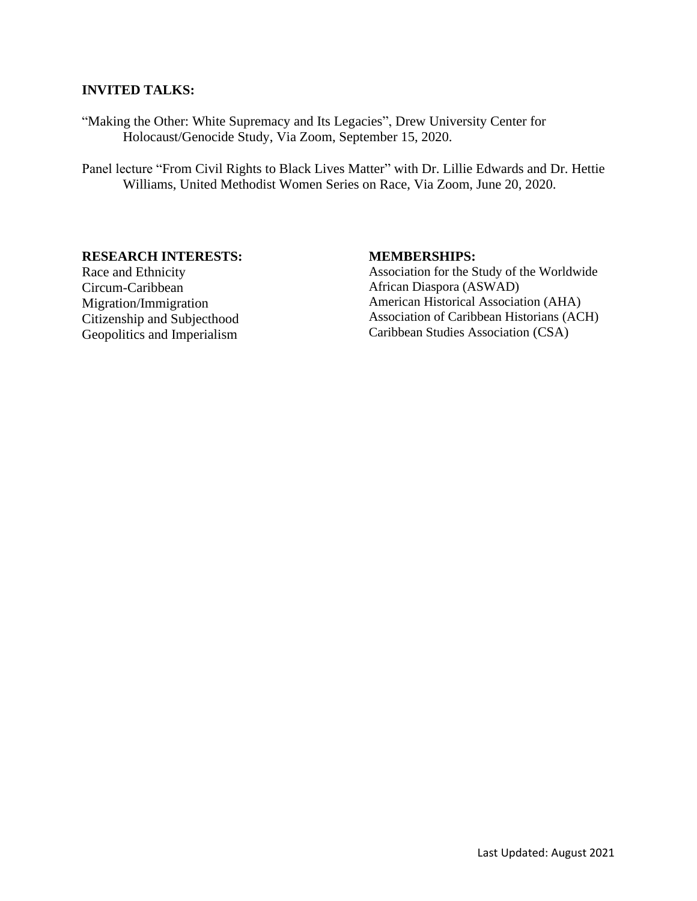**INVITED TALKS:**

"Making the Other: White Supremacy and Its Legacies", Drew University Center for Holocaust/Genocide Study, Via Zoom, September 15, 2020.

Panel lecture "From Civil Rights to Black Lives Matter" with Dr. Lillie Edwards and Dr. Hettie Williams, United Methodist Women Series on Race, Via Zoom, June 20, 2020.

**RESEARCH INTERESTS:**

Race and Ethnicity
Circum-Caribbean
Migration/Immigration
Citizenship and Subjecthood
Geopolitics and Imperialism

**MEMBERSHIPS:**

Association for the Study of the Worldwide African Diaspora (ASWAD)
American Historical Association (AHA)
Association of Caribbean Historians (ACH)
Caribbean Studies Association (CSA)

Last Updated: August 2021